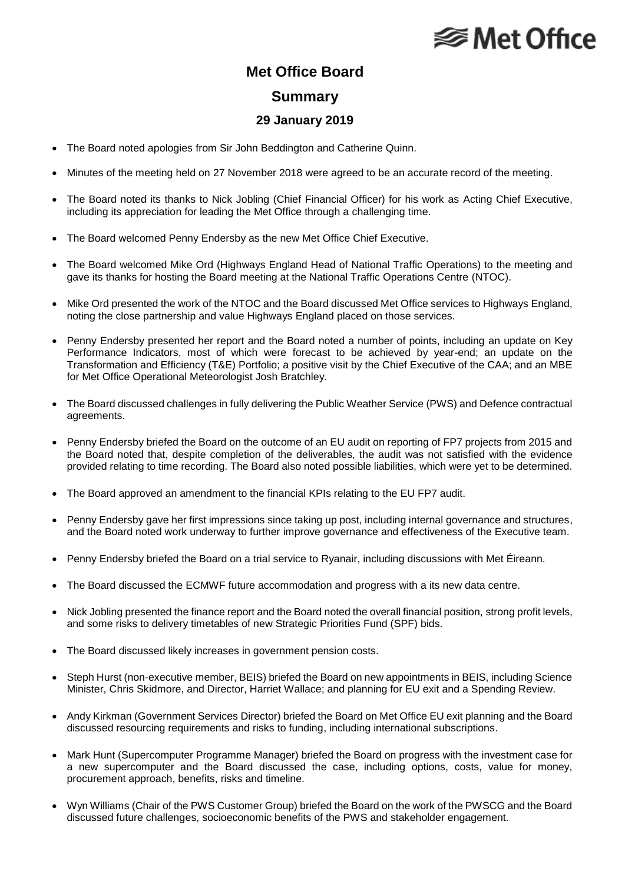Met Office

# Met Office Board

## Summary

### 29 January 2019

- The Board noted apologies from Sir John Beddington and Catherine Quinn.
- Minutes of the meeting held on 27 November 2018 were agreed to be an accurate record of the meeting.
- The Board noted its thanks to Nick Jobling (Chief Financial Officer) for his work as Acting Chief Executive, including its appreciation for leading the Met Office through a challenging time.
- The Board welcomed Penny Endersby as the new Met Office Chief Executive.
- The Board welcomed Mike Ord (Highways England Head of National Traffic Operations) to the meeting and gave its thanks for hosting the Board meeting at the National Traffic Operations Centre (NTOC).
- Mike Ord presented the work of the NTOC and the Board discussed Met Office services to Highways England, noting the close partnership and value Highways England placed on those services.
- Penny Endersby presented her report and the Board noted a number of points, including an update on Key Performance Indicators, most of which were forecast to be achieved by year-end; an update on the Transformation and Efficiency (T&E) Portfolio; a positive visit by the Chief Executive of the CAA; and an MBE for Met Office Operational Meteorologist Josh Bratchley.
- The Board discussed challenges in fully delivering the Public Weather Service (PWS) and Defence contractual agreements.
- Penny Endersby briefed the Board on the outcome of an EU audit on reporting of FP7 projects from 2015 and the Board noted that, despite completion of the deliverables, the audit was not satisfied with the evidence provided relating to time recording. The Board also noted possible liabilities, which were yet to be determined.
- The Board approved an amendment to the financial KPIs relating to the EU FP7 audit.
- Penny Endersby gave her first impressions since taking up post, including internal governance and structures, and the Board noted work underway to further improve governance and effectiveness of the Executive team.
- Penny Endersby briefed the Board on a trial service to Ryanair, including discussions with Met Éireann.
- The Board discussed the ECMWF future accommodation and progress with a its new data centre.
- Nick Jobling presented the finance report and the Board noted the overall financial position, strong profit levels, and some risks to delivery timetables of new Strategic Priorities Fund (SPF) bids.
- The Board discussed likely increases in government pension costs.
- Steph Hurst (non-executive member, BEIS) briefed the Board on new appointments in BEIS, including Science Minister, Chris Skidmore, and Director, Harriet Wallace; and planning for EU exit and a Spending Review.
- Andy Kirkman (Government Services Director) briefed the Board on Met Office EU exit planning and the Board discussed resourcing requirements and risks to funding, including international subscriptions.
- Mark Hunt (Supercomputer Programme Manager) briefed the Board on progress with the investment case for a new supercomputer and the Board discussed the case, including options, costs, value for money, procurement approach, benefits, risks and timeline.
- Wyn Williams (Chair of the PWS Customer Group) briefed the Board on the work of the PWSCG and the Board discussed future challenges, socioeconomic benefits of the PWS and stakeholder engagement.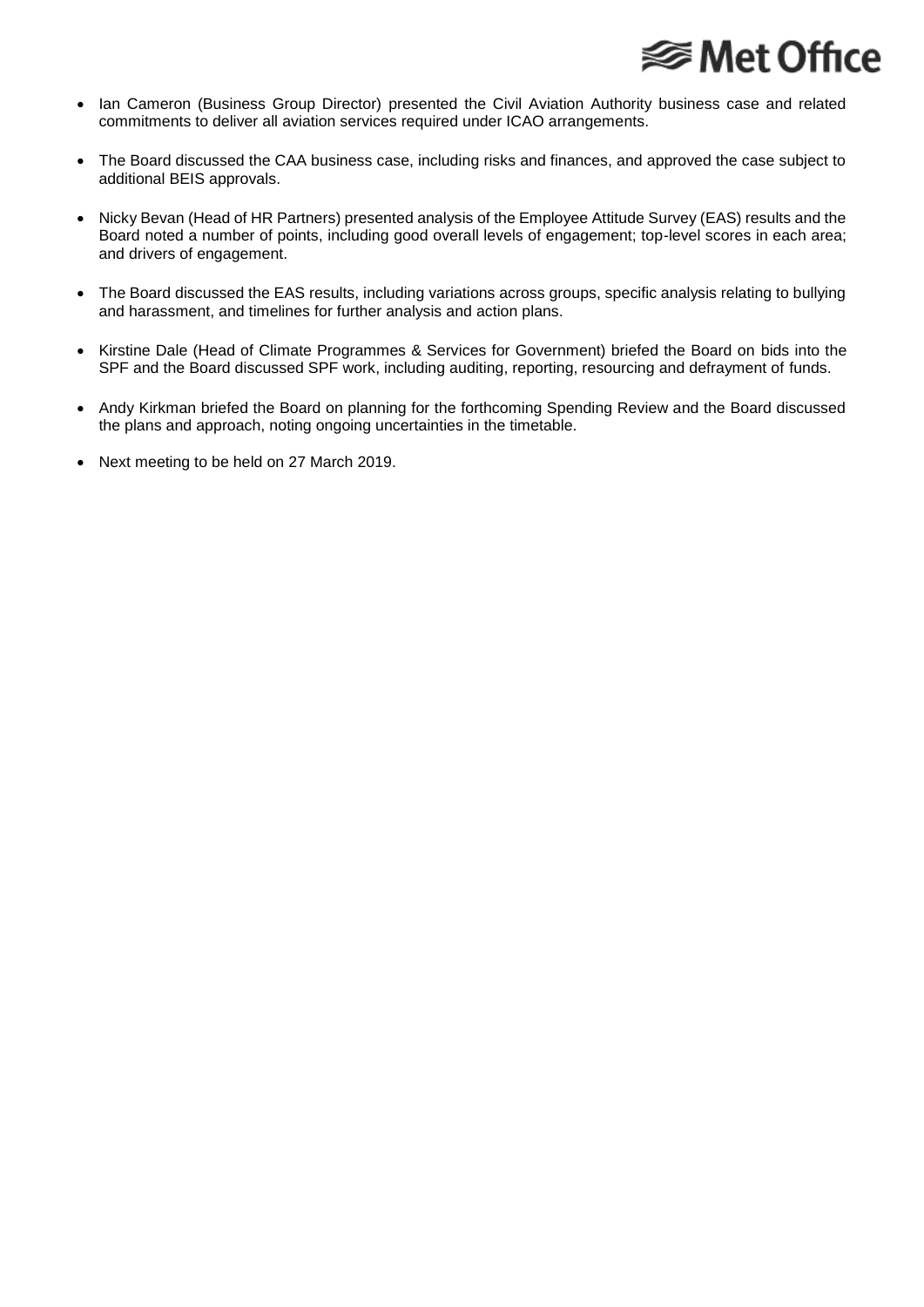- Ian Cameron (Business Group Director) presented the Civil Aviation Authority business case and related commitments to deliver all aviation services required under ICAO arrangements.

- The Board discussed the CAA business case, including risks and finances, and approved the case subject to additional BEIS approvals.

- Nicky Bevan (Head of HR Partners) presented analysis of the Employee Attitude Survey (EAS) results and the Board noted a number of points, including good overall levels of engagement; top-level scores in each area; and drivers of engagement.

- The Board discussed the EAS results, including variations across groups, specific analysis relating to bullying and harassment, and timelines for further analysis and action plans.

- Kirstine Dale (Head of Climate Programmes & Services for Government) briefed the Board on bids into the SPF and the Board discussed SPF work, including auditing, reporting, resourcing and defrayment of funds.

- Andy Kirkman briefed the Board on planning for the forthcoming Spending Review and the Board discussed the plans and approach, noting ongoing uncertainties in the timetable.

- Next meeting to be held on 27 March 2019.